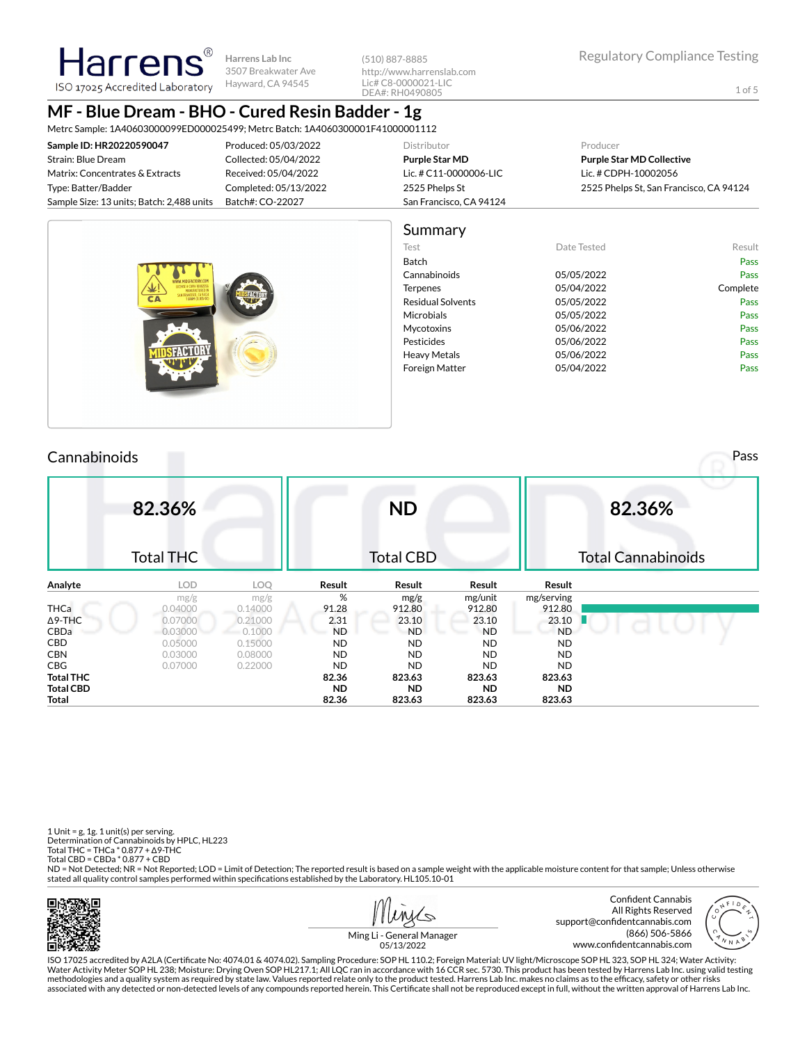Harrens® ISO 17025 Accredited Laboratory

Harrens Lab Inc
3507 Breakwater Ave
Hayward, CA 94545

(510) 887-8885
http://www.harrenslab.com
Lic# C8-0000021-LIC
DEA#: RH0490805

Regulatory Compliance Testing

# MF - Blue Dream - BHO - Cured Resin Badder - 1g

Metrc Sample: 1A40603000099ED000025499; Metrc Batch: 1A40603000​1F41000001112

| | | Distributor | Producer |
|---|---|---|---|
| **Sample ID: HR20220590047** | Produced: 05/03/2022 | **Purple Star MD** | **Purple Star MD Collective** |
| Strain: Blue Dream | Collected: 05/04/2022 | Lic. # C11-0000006-LIC | Lic. # CDPH-10002056 |
| Matrix: Concentrates & Extracts | Received: 05/04/2022 | 2525 Phelps St | 2525 Phelps St, San Francisco, CA 94124 |
| Type: Batter/Badder | Completed: 05/13/2022 | San Francisco, CA 94124 | |
| Sample Size: 13 units; Batch: 2,488 units | Batch#: CO-22027 | | |

## Summary

| Test | Date Tested | Result |
|---|---|---|
| Batch | | Pass |
| Cannabinoids | 05/05/2022 | Pass |
| Terpenes | 05/04/2022 | Complete |
| Residual Solvents | 05/05/2022 | Pass |
| Microbials | 05/05/2022 | Pass |
| Mycotoxins | 05/06/2022 | Pass |
| Pesticides | 05/06/2022 | Pass |
| Heavy Metals | 05/06/2022 | Pass |
| Foreign Matter | 05/04/2022 | Pass |

## Cannabinoids

Pass

| 82.36% | ND | 82.36% |
|---|---|---|
| Total THC | Total CBD | Total Cannabinoids |

| Analyte | LOD | LOQ | Result | Result | Result | Result |
|---|---|---|---|---|---|---|
| | mg/g | mg/g | % | mg/g | mg/unit | mg/serving |
| THCa | 0.04000 | 0.14000 | 91.28 | 912.80 | 912.80 | 912.80 |
| Δ9-THC | 0.07000 | 0.21000 | 2.31 | 23.10 | 23.10 | 23.10 |
| CBDa | 0.03000 | 0.1000 | ND | ND | ND | ND |
| CBD | 0.05000 | 0.15000 | ND | ND | ND | ND |
| CBN | 0.03000 | 0.08000 | ND | ND | ND | ND |
| CBG | 0.07000 | 0.22000 | ND | ND | ND | ND |
| **Total THC** | | | **82.36** | **823.63** | **823.63** | **823.63** |
| **Total CBD** | | | **ND** | **ND** | **ND** | **ND** |
| **Total** | | | **82.36** | **823.63** | **823.63** | **823.63** |

1 Unit = g, 1g. 1 unit(s) per serving.
Determination of Cannabinoids by HPLC, HL223
Total THC = THCa * 0.877 + Δ9-THC
Total CBD = CBDa * 0.877 + CBD
ND = Not Detected; NR = Not Reported; LOD = Limit of Detection; The reported result is based on a sample weight with the applicable moisture content for that sample; Unless otherwise stated all quality control samples performed within specifications established by the Laboratory. HL105.10-01

Ming Li - General Manager
05/13/2022

Confident Cannabis
All Rights Reserved
support@confidentcannabis.com
(866) 506-5866
www.confidentcannabis.com

ISO 17025 accredited by A2LA (Certificate No: 4074.01 & 4074.02). Sampling Procedure: SOP HL 110.2; Foreign Material: UV light/Microscope SOP HL 323, SOP HL 324; Water Activity: Water Activity Meter SOP HL 238; Moisture: Drying Oven SOP HL217.1; All LQC ran in accordance with 16 CCR sec. 5730. This product has been tested by Harrens Lab Inc. using valid testing methodologies and a quality system as required by state law. Values reported relate only to the product tested. Harrens Lab Inc. makes no claims as to the efficacy, safety or other risks associated with any detected or non-detected levels of any compounds reported herein. This Certificate shall not be reproduced except in full, without the written approval of Harrens Lab Inc.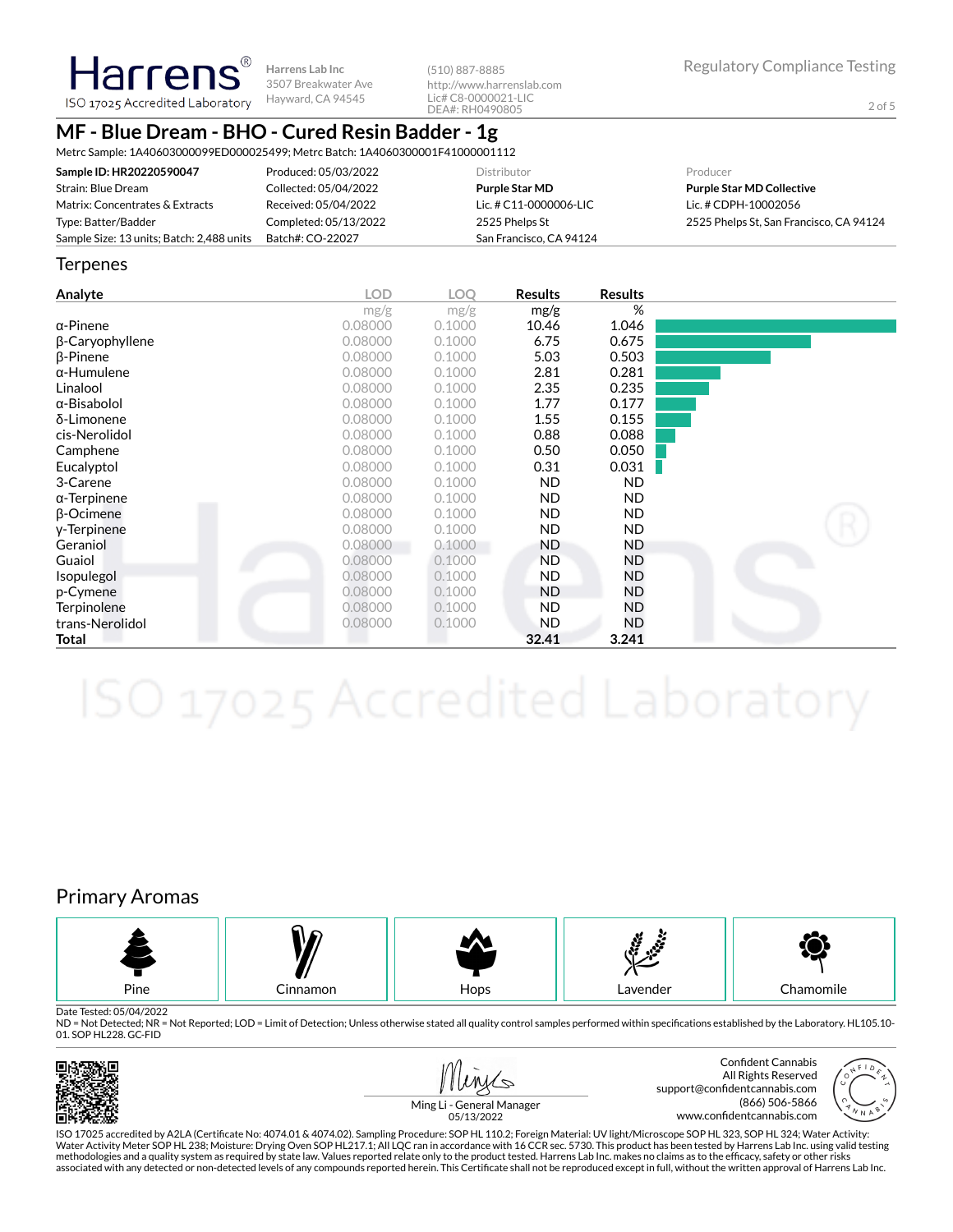Harrens Lab Inc
3507 Breakwater Ave
Hayward, CA 94545

(510) 887-8885
http://www.harrenslab.com
Lic# C8-0000021-LIC
DEA#: RH0490805

Regulatory Compliance Testing

# MF - Blue Dream - BHO - Cured Resin Badder - 1g

Metrc Sample: 1A40603000099ED000025499; Metrc Batch: 1A4060300001F41000001112

| | | Distributor | Producer |
|---|---|---|---|
| **Sample ID: HR20220590047** | Produced: 05/03/2022 | **Purple Star MD** | **Purple Star MD Collective** |
| Strain: Blue Dream | Collected: 05/04/2022 | Lic. # C11-0000006-LIC | Lic. # CDPH-10002056 |
| Matrix: Concentrates & Extracts | Received: 05/04/2022 | 2525 Phelps St | 2525 Phelps St, San Francisco, CA 94124 |
| Type: Batter/Badder | Completed: 05/13/2022 | San Francisco, CA 94124 | |
| Sample Size: 13 units; Batch: 2,488 units | Batch#: CO-22027 | | |

## Terpenes

| Analyte | LOD mg/g | LOQ mg/g | Results mg/g | Results % |
|---|---|---|---|---|
| α-Pinene | 0.08000 | 0.1000 | 10.46 | 1.046 |
| β-Caryophyllene | 0.08000 | 0.1000 | 6.75 | 0.675 |
| β-Pinene | 0.08000 | 0.1000 | 5.03 | 0.503 |
| α-Humulene | 0.08000 | 0.1000 | 2.81 | 0.281 |
| Linalool | 0.08000 | 0.1000 | 2.35 | 0.235 |
| α-Bisabolol | 0.08000 | 0.1000 | 1.77 | 0.177 |
| δ-Limonene | 0.08000 | 0.1000 | 1.55 | 0.155 |
| cis-Nerolidol | 0.08000 | 0.1000 | 0.88 | 0.088 |
| Camphene | 0.08000 | 0.1000 | 0.50 | 0.050 |
| Eucalyptol | 0.08000 | 0.1000 | 0.31 | 0.031 |
| 3-Carene | 0.08000 | 0.1000 | ND | ND |
| α-Terpinene | 0.08000 | 0.1000 | ND | ND |
| β-Ocimene | 0.08000 | 0.1000 | ND | ND |
| γ-Terpinene | 0.08000 | 0.1000 | ND | ND |
| Geraniol | 0.08000 | 0.1000 | ND | ND |
| Guaiol | 0.08000 | 0.1000 | ND | ND |
| Isopulegol | 0.08000 | 0.1000 | ND | ND |
| p-Cymene | 0.08000 | 0.1000 | ND | ND |
| Terpinolene | 0.08000 | 0.1000 | ND | ND |
| trans-Nerolidol | 0.08000 | 0.1000 | ND | ND |
| **Total** | | | **32.41** | **3.241** |

## Primary Aromas

Pine | Cinnamon | Hops | Lavender | Chamomile

Date Tested: 05/04/2022
ND = Not Detected; NR = Not Reported; LOD = Limit of Detection; Unless otherwise stated all quality control samples performed within specifications established by the Laboratory. HL105.10-01. SOP HL228. GC-FID

Ming Li - General Manager
05/13/2022

Confident Cannabis
All Rights Reserved
support@confidentcannabis.com
(866) 506-5866
www.confidentcannabis.com

ISO 17025 accredited by A2LA (Certificate No: 4074.01 & 4074.02). Sampling Procedure: SOP HL 110.2; Foreign Material: UV light/Microscope SOP HL 323, SOP HL 324; Water Activity: Water Activity Meter SOP HL 238; Moisture: Drying Oven SOP HL217.1; All LQC ran in accordance with 16 CCR sec. 5730. This product has been tested by Harrens Lab Inc. using valid testing methodologies and a quality system as required by state law. Values reported relate only to the product tested. Harrens Lab Inc. makes no claims as to the efficacy, safety or other risks associated with any detected or non-detected levels of any compounds reported herein. This Certificate shall not be reproduced except in full, without the written approval of Harrens Lab Inc.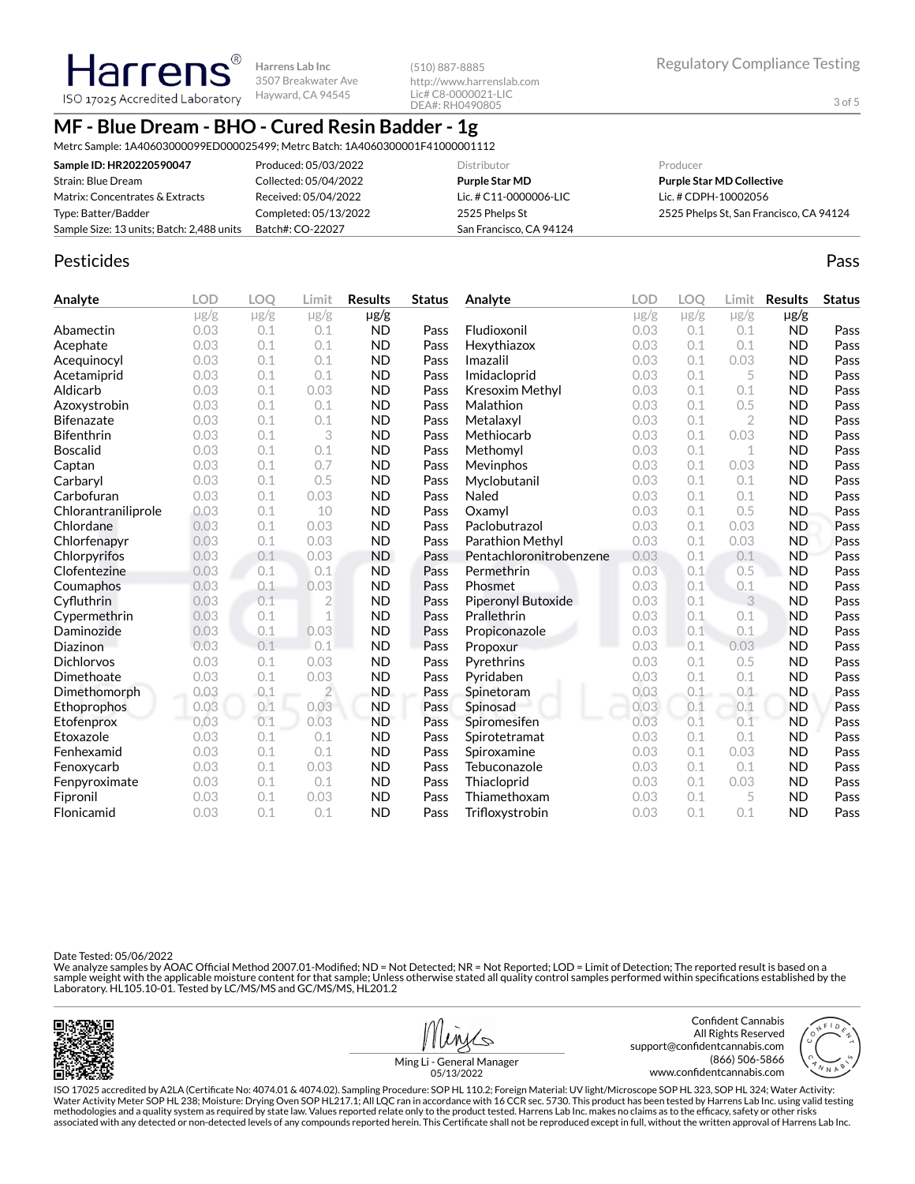**Harrens** ISO 17025 Accredited Laboratory

Harrens Lab Inc
3507 Breakwater Ave
Hayward, CA 94545

(510) 887-8885
http://www.harrenslab.com
Lic# C8-0000021-LIC
DEA#: RH0490805

Regulatory Compliance Testing

# MF - Blue Dream - BHO - Cured Resin Badder - 1g

Metrc Sample: 1A40603000099ED000025499; Metrc Batch: 1A4060300001F41000001112

| | | | |
|---|---|---|---|
| **Sample ID: HR20220590047** | Produced: 05/03/2022 | Distributor | Producer |
| Strain: Blue Dream | Collected: 05/04/2022 | **Purple Star MD** | **Purple Star MD Collective** |
| Matrix: Concentrates & Extracts | Received: 05/04/2022 | Lic. # C11-0000006-LIC | Lic. # CDPH-10002056 |
| Type: Batter/Badder | Completed: 05/13/2022 | 2525 Phelps St | 2525 Phelps St, San Francisco, CA 94124 |
| Sample Size: 13 units; Batch: 2,488 units | Batch#: CO-22027 | San Francisco, CA 94124 | |

## Pesticides

**Pass**

| Analyte | LOD | LOQ | Limit | Results | Status |
|---|---|---|---|---|---|
| | μg/g | μg/g | μg/g | μg/g | |
| Abamectin | 0.03 | 0.1 | 0.1 | ND | Pass |
| Acephate | 0.03 | 0.1 | 0.1 | ND | Pass |
| Acequinocyl | 0.03 | 0.1 | 0.1 | ND | Pass |
| Acetamiprid | 0.03 | 0.1 | 0.1 | ND | Pass |
| Aldicarb | 0.03 | 0.1 | 0.03 | ND | Pass |
| Azoxystrobin | 0.03 | 0.1 | 0.1 | ND | Pass |
| Bifenazate | 0.03 | 0.1 | 0.1 | ND | Pass |
| Bifenthrin | 0.03 | 0.1 | 3 | ND | Pass |
| Boscalid | 0.03 | 0.1 | 0.1 | ND | Pass |
| Captan | 0.03 | 0.1 | 0.7 | ND | Pass |
| Carbaryl | 0.03 | 0.1 | 0.5 | ND | Pass |
| Carbofuran | 0.03 | 0.1 | 0.03 | ND | Pass |
| Chlorantraniliprole | 0.03 | 0.1 | 10 | ND | Pass |
| Chlordane | 0.03 | 0.1 | 0.03 | ND | Pass |
| Chlorfenapyr | 0.03 | 0.1 | 0.03 | ND | Pass |
| Chlorpyrifos | 0.03 | 0.1 | 0.03 | ND | Pass |
| Clofentezine | 0.03 | 0.1 | 0.1 | ND | Pass |
| Coumaphos | 0.03 | 0.1 | 0.03 | ND | Pass |
| Cyfluthrin | 0.03 | 0.1 | 2 | ND | Pass |
| Cypermethrin | 0.03 | 0.1 | 1 | ND | Pass |
| Daminozide | 0.03 | 0.1 | 0.03 | ND | Pass |
| Diazinon | 0.03 | 0.1 | 0.1 | ND | Pass |
| Dichlorvos | 0.03 | 0.1 | 0.03 | ND | Pass |
| Dimethoate | 0.03 | 0.1 | 0.03 | ND | Pass |
| Dimethomorph | 0.03 | 0.1 | 2 | ND | Pass |
| Ethoprophos | 0.03 | 0.1 | 0.03 | ND | Pass |
| Etofenprox | 0.03 | 0.1 | 0.03 | ND | Pass |
| Etoxazole | 0.03 | 0.1 | 0.1 | ND | Pass |
| Fenhexamid | 0.03 | 0.1 | 0.1 | ND | Pass |
| Fenoxycarb | 0.03 | 0.1 | 0.03 | ND | Pass |
| Fenpyroximate | 0.03 | 0.1 | 0.1 | ND | Pass |
| Fipronil | 0.03 | 0.1 | 0.03 | ND | Pass |
| Flonicamid | 0.03 | 0.1 | 0.1 | ND | Pass |
| Fludioxonil | 0.03 | 0.1 | 0.1 | ND | Pass |
| Hexythiazox | 0.03 | 0.1 | 0.1 | ND | Pass |
| Imazalil | 0.03 | 0.1 | 0.03 | ND | Pass |
| Imidacloprid | 0.03 | 0.1 | 5 | ND | Pass |
| Kresoxim Methyl | 0.03 | 0.1 | 0.1 | ND | Pass |
| Malathion | 0.03 | 0.1 | 0.5 | ND | Pass |
| Metalaxyl | 0.03 | 0.1 | 2 | ND | Pass |
| Methiocarb | 0.03 | 0.1 | 0.03 | ND | Pass |
| Methomyl | 0.03 | 0.1 | 1 | ND | Pass |
| Mevinphos | 0.03 | 0.1 | 0.03 | ND | Pass |
| Myclobutanil | 0.03 | 0.1 | 0.1 | ND | Pass |
| Naled | 0.03 | 0.1 | 0.1 | ND | Pass |
| Oxamyl | 0.03 | 0.1 | 0.5 | ND | Pass |
| Paclobutrazol | 0.03 | 0.1 | 0.03 | ND | Pass |
| Parathion Methyl | 0.03 | 0.1 | 0.03 | ND | Pass |
| Pentachloronitrobenzene | 0.03 | 0.1 | 0.1 | ND | Pass |
| Permethrin | 0.03 | 0.1 | 0.5 | ND | Pass |
| Phosmet | 0.03 | 0.1 | 0.1 | ND | Pass |
| Piperonyl Butoxide | 0.03 | 0.1 | 3 | ND | Pass |
| Prallethrin | 0.03 | 0.1 | 0.1 | ND | Pass |
| Propiconazole | 0.03 | 0.1 | 0.1 | ND | Pass |
| Propoxur | 0.03 | 0.1 | 0.03 | ND | Pass |
| Pyrethrins | 0.03 | 0.1 | 0.5 | ND | Pass |
| Pyridaben | 0.03 | 0.1 | 0.1 | ND | Pass |
| Spinetoram | 0.03 | 0.1 | 0.1 | ND | Pass |
| Spinosad | 0.03 | 0.1 | 0.1 | ND | Pass |
| Spiromesifen | 0.03 | 0.1 | 0.1 | ND | Pass |
| Spirotetramat | 0.03 | 0.1 | 0.1 | ND | Pass |
| Spiroxamine | 0.03 | 0.1 | 0.03 | ND | Pass |
| Tebuconazole | 0.03 | 0.1 | 0.1 | ND | Pass |
| Thiacloprid | 0.03 | 0.1 | 0.03 | ND | Pass |
| Thiamethoxam | 0.03 | 0.1 | 5 | ND | Pass |
| Trifloxystrobin | 0.03 | 0.1 | 0.1 | ND | Pass |

Date Tested: 05/06/2022
We analyze samples by AOAC Official Method 2007.01-Modified; ND = Not Detected; NR = Not Reported; LOD = Limit of Detection; The reported result is based on a sample weight with the applicable moisture content for that sample; Unless otherwise stated all quality control samples performed within specifications established by the Laboratory. HL105.10-01. Tested by LC/MS/MS and GC/MS/MS, HL201.2

Ming Li - General Manager
05/13/2022

Confident Cannabis
All Rights Reserved
support@confidentcannabis.com
(866) 506-5866
www.confidentcannabis.com

ISO 17025 accredited by A2LA (Certificate No: 4074.01 & 4074.02). Sampling Procedure: SOP HL 110.2; Foreign Material: UV light/Microscope SOP HL 323, SOP HL 324; Water Activity: Water Activity Meter SOP HL 238; Moisture: Drying Oven SOP HL217.1; All LQC ran in accordance with 16 CCR sec. 5730. This product has been tested by Harrens Lab Inc. using valid testing methodologies and a quality system as required by state law. Values reported relate only to the product tested. Harrens Lab Inc. makes no claims as to the efficacy, safety or other risks associated with any detected or non-detected levels of any compounds reported herein. This Certificate shall not be reproduced except in full, without the written approval of Harrens Lab Inc.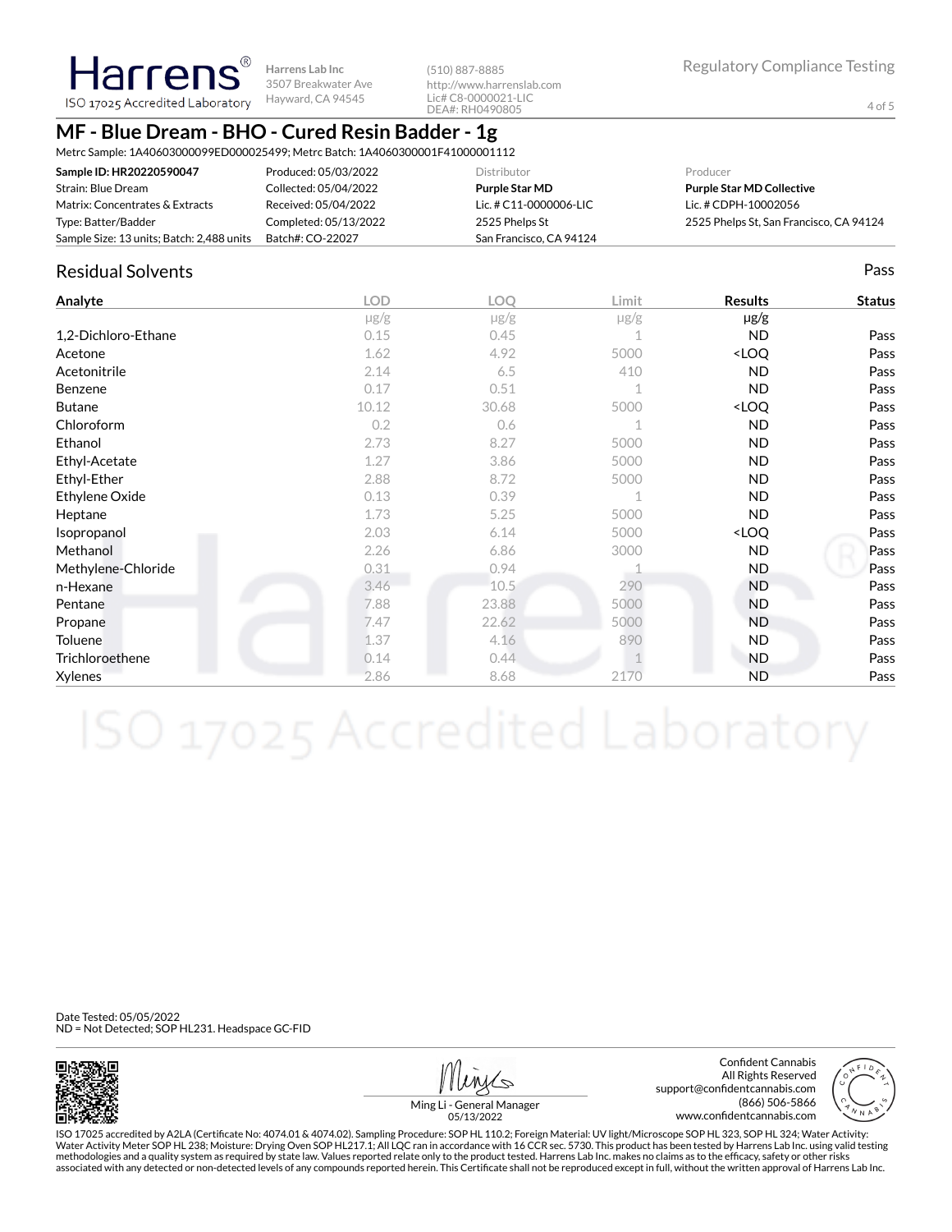Harrens ISO 17025 Accredited Laboratory

Harrens Lab Inc
3507 Breakwater Ave
Hayward, CA 94545

(510) 887-8885
http://www.harrenslab.com
Lic# C8-0000021-LIC
DEA#: RH0490805

Regulatory Compliance Testing

## MF - Blue Dream - BHO - Cured Resin Badder - 1g

Metrc Sample: 1A40603000099ED000025499; Metrc Batch: 1A4060300001F41000001112

| | | Distributor | Producer |
|---|---|---|---|
| **Sample ID: HR20220590047** | Produced: 05/03/2022 | **Purple Star MD** | **Purple Star MD Collective** |
| Strain: Blue Dream | Collected: 05/04/2022 | Lic. # C11-0000006-LIC | Lic. # CDPH-10002056 |
| Matrix: Concentrates & Extracts | Received: 05/04/2022 | 2525 Phelps St | 2525 Phelps St, San Francisco, CA 94124 |
| Type: Batter/Badder | Completed: 05/13/2022 | San Francisco, CA 94124 | |
| Sample Size: 13 units; Batch: 2,488 units | Batch#: CO-22027 | | |

## Residual Solvents

Pass

| Analyte | LOD | LOQ | Limit | Results | Status |
|---|---|---|---|---|---|
| | μg/g | μg/g | μg/g | μg/g | |
| 1,2-Dichloro-Ethane | 0.15 | 0.45 | 1 | ND | Pass |
| Acetone | 1.62 | 4.92 | 5000 | <LOQ | Pass |
| Acetonitrile | 2.14 | 6.5 | 410 | ND | Pass |
| Benzene | 0.17 | 0.51 | 1 | ND | Pass |
| Butane | 10.12 | 30.68 | 5000 | <LOQ | Pass |
| Chloroform | 0.2 | 0.6 | 1 | ND | Pass |
| Ethanol | 2.73 | 8.27 | 5000 | ND | Pass |
| Ethyl-Acetate | 1.27 | 3.86 | 5000 | ND | Pass |
| Ethyl-Ether | 2.88 | 8.72 | 5000 | ND | Pass |
| Ethylene Oxide | 0.13 | 0.39 | 1 | ND | Pass |
| Heptane | 1.73 | 5.25 | 5000 | ND | Pass |
| Isopropanol | 2.03 | 6.14 | 5000 | <LOQ | Pass |
| Methanol | 2.26 | 6.86 | 3000 | ND | Pass |
| Methylene-Chloride | 0.31 | 0.94 | 1 | ND | Pass |
| n-Hexane | 3.46 | 10.5 | 290 | ND | Pass |
| Pentane | 7.88 | 23.88 | 5000 | ND | Pass |
| Propane | 7.47 | 22.62 | 5000 | ND | Pass |
| Toluene | 1.37 | 4.16 | 890 | ND | Pass |
| Trichloroethene | 0.14 | 0.44 | 1 | ND | Pass |
| Xylenes | 2.86 | 8.68 | 2170 | ND | Pass |

Date Tested: 05/05/2022
ND = Not Detected; SOP HL231. Headspace GC-FID

Ming Li - General Manager
05/13/2022

Confident Cannabis
All Rights Reserved
support@confidentcannabis.com
(866) 506-5866
www.confidentcannabis.com

ISO 17025 accredited by A2LA (Certificate No: 4074.01 & 4074.02). Sampling Procedure: SOP HL 110.2; Foreign Material: UV light/Microscope SOP HL 323, SOP HL 324; Water Activity: Water Activity Meter SOP HL 238; Moisture: Drying Oven SOP HL217.1; All LQC ran in accordance with 16 CCR sec. 5730. This product has been tested by Harrens Lab Inc. using valid testing methodologies and a quality system as required by state law. Values reported relate only to the product tested. Harrens Lab Inc. makes no claims as to the efficacy, safety or other risks associated with any detected or non-detected levels of any compounds reported herein. This Certificate shall not be reproduced except in full, without the written approval of Harrens Lab Inc.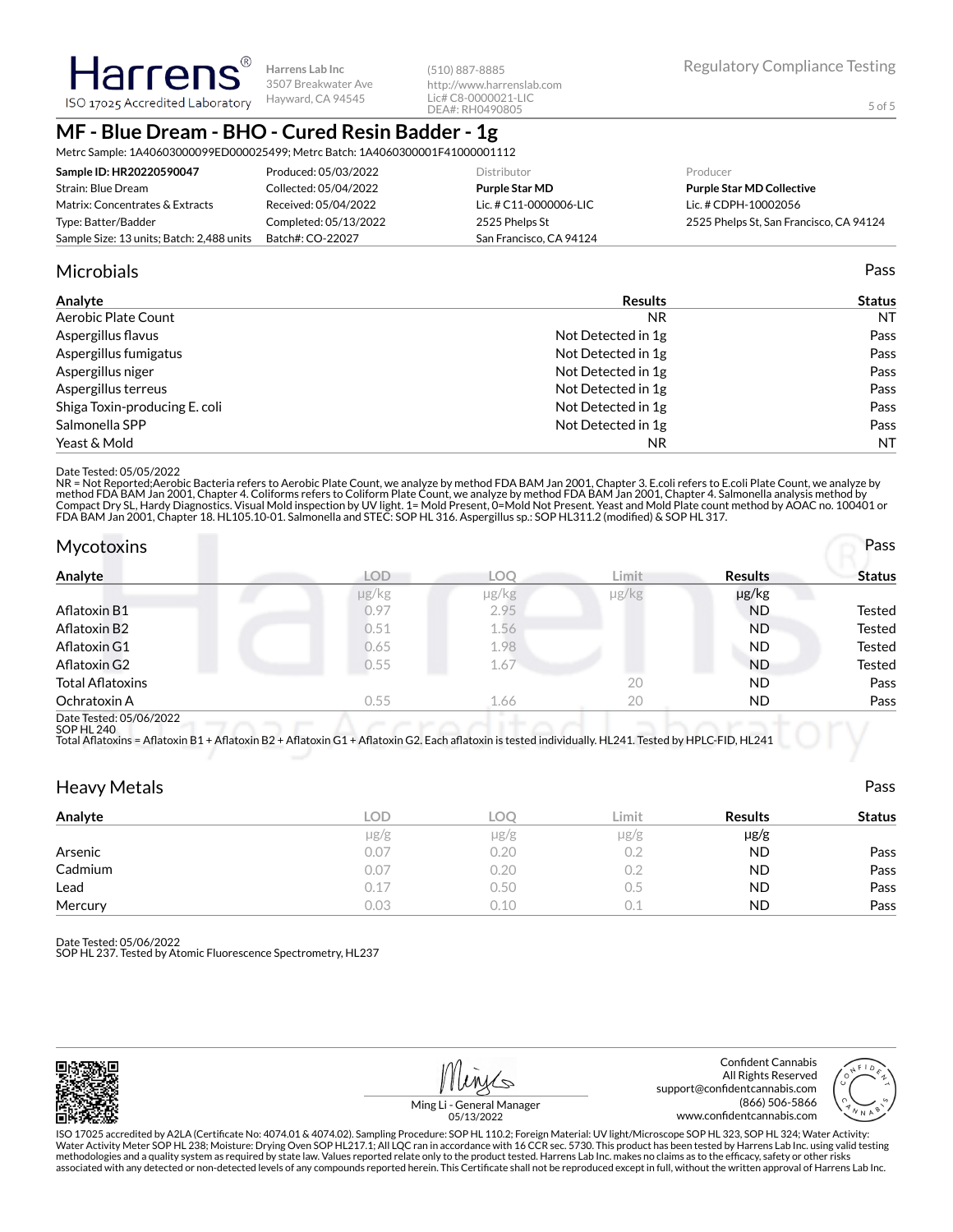Harrens® ISO 17025 Accredited Laboratory

Harrens Lab Inc
3507 Breakwater Ave
Hayward, CA 94545

(510) 887-8885
http://www.harrenslab.com
Lic# C8-0000021-LIC
DEA#: RH0490805

Regulatory Compliance Testing

# MF - Blue Dream - BHO - Cured Resin Badder - 1g

Metrc Sample: 1A40603000099ED000025499; Metrc Batch: 1A4060300001F41000001112

| | | | |
|---|---|---|---|
| **Sample ID: HR20220590047** | Produced: 05/03/2022 | Distributor | Producer |
| Strain: Blue Dream | Collected: 05/04/2022 | **Purple Star MD** | **Purple Star MD Collective** |
| Matrix: Concentrates & Extracts | Received: 05/04/2022 | Lic. # C11-0000006-LIC | Lic. # CDPH-10002056 |
| Type: Batter/Badder | Completed: 05/13/2022 | 2525 Phelps St | 2525 Phelps St, San Francisco, CA 94124 |
| Sample Size: 13 units; Batch: 2,488 units | Batch#: CO-22027 | San Francisco, CA 94124 | |

## Microbials

Pass

| Analyte | Results | Status |
|---|---|---|
| Aerobic Plate Count | NR | NT |
| Aspergillus flavus | Not Detected in 1g | Pass |
| Aspergillus fumigatus | Not Detected in 1g | Pass |
| Aspergillus niger | Not Detected in 1g | Pass |
| Aspergillus terreus | Not Detected in 1g | Pass |
| Shiga Toxin-producing E. coli | Not Detected in 1g | Pass |
| Salmonella SPP | Not Detected in 1g | Pass |
| Yeast & Mold | NR | NT |

Date Tested: 05/05/2022
NR = Not Reported;Aerobic Bacteria refers to Aerobic Plate Count, we analyze by method FDA BAM Jan 2001, Chapter 3. E.coli refers to E.coli Plate Count, we analyze by method FDA BAM Jan 2001, Chapter 4. Coliforms refers to Coliform Plate Count, we analyze by method FDA BAM Jan 2001, Chapter 4. Salmonella analysis method by Compact Dry SL, Hardy Diagnostics. Visual Mold inspection by UV light. 1= Mold Present, 0=Mold Not Present. Yeast and Mold count method by AOAC no. 100401 or FDA BAM Jan 2001, Chapter 18. HL105.10-01. Salmonella and STEC: SOP HL 316. Aspergillus sp.: SOP HL311.2 (modified) & SOP HL 317.

## Mycotoxins

Pass

| Analyte | LOD | LOQ | Limit | Results | Status |
|---|---|---|---|---|---|
| | μg/kg | μg/kg | μg/kg | μg/kg | |
| Aflatoxin B1 | 0.97 | 2.95 | | ND | Tested |
| Aflatoxin B2 | 0.51 | 1.56 | | ND | Tested |
| Aflatoxin G1 | 0.65 | 1.98 | | ND | Tested |
| Aflatoxin G2 | 0.55 | 1.67 | | ND | Tested |
| Total Aflatoxins | | | 20 | ND | Pass |
| Ochratoxin A | 0.55 | 1.66 | 20 | ND | Pass |

Date Tested: 05/06/2022
SOP HL 240
Total Aflatoxins = Aflatoxin B1 + Aflatoxin B2 + Aflatoxin G1 + Aflatoxin G2. Each aflatoxin is tested individually. HL241. Tested by HPLC-FID, HL241

## Heavy Metals

Pass

| Analyte | LOD | LOQ | Limit | Results | Status |
|---|---|---|---|---|---|
| | μg/g | μg/g | μg/g | μg/g | |
| Arsenic | 0.07 | 0.20 | 0.2 | ND | Pass |
| Cadmium | 0.07 | 0.20 | 0.2 | ND | Pass |
| Lead | 0.17 | 0.50 | 0.5 | ND | Pass |
| Mercury | 0.03 | 0.10 | 0.1 | ND | Pass |

Date Tested: 05/06/2022
SOP HL 237. Tested by Atomic Fluorescence Spectrometry, HL237

Ming Li - General Manager
05/13/2022

Confident Cannabis
All Rights Reserved
support@confidentcannabis.com
(866) 506-5866
www.confidentcannabis.com

ISO 17025 accredited by A2LA (Certificate No: 4074.01 & 4074.02). Sampling Procedure: SOP HL 110.2; Foreign Material: UV light/Microscope SOP HL 323, SOP HL 324; Water Activity: Water Activity Meter SOP HL 238; Moisture: Drying Oven SOP HL217.1; All LQC ran in accordance with 16 CCR sec. 5730. This product has been tested by Harrens Lab Inc. using valid testing methodologies and a quality system as required by state law. Values reported relate only to the product tested. Harrens Lab Inc. makes no claims as to the efficacy, safety or other risks associated with any detected or non-detected levels of any compounds reported herein. This Certificate shall not be reproduced except in full, without the written approval of Harrens Lab Inc.